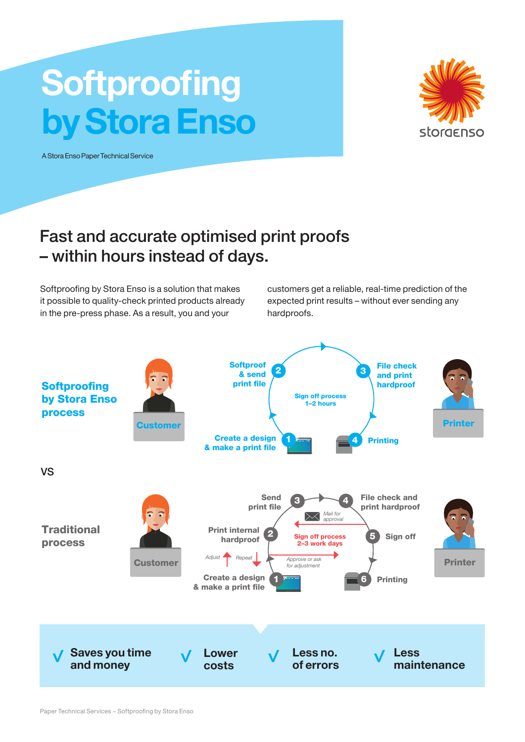# Softproofing by Stora Enso

A Stora Enso Paper Technical Service

## Fast and accurate optimised print proofs – within hours instead of days.

Softproofing by Stora Enso is a solution that makes it possible to quality-check printed products already in the pre-press phase. As a result, you and your customers get a reliable, real-time prediction of the expected print results – without ever sending any hardproofs.

### Softproofing by Stora Enso process

Customer

1. Create a design & make a print file
2. Softproof & send print file
3. File check and print hardproof
4. Printing

Sign off process 1–2 hours

Printer

VS

### Traditional process

Customer

1. Create a design & make a print file
2. Print internal hardproof (Adjust / Repeat)
3. Send print file
4. File check and print hardproof
5. Sign off
6. Printing

Mail for approval

Approve or ask for adjustment

Sign off process 2–3 work days

Printer

√ Saves you time and money

√ Lower costs

√ Less no. of errors

√ Less maintenance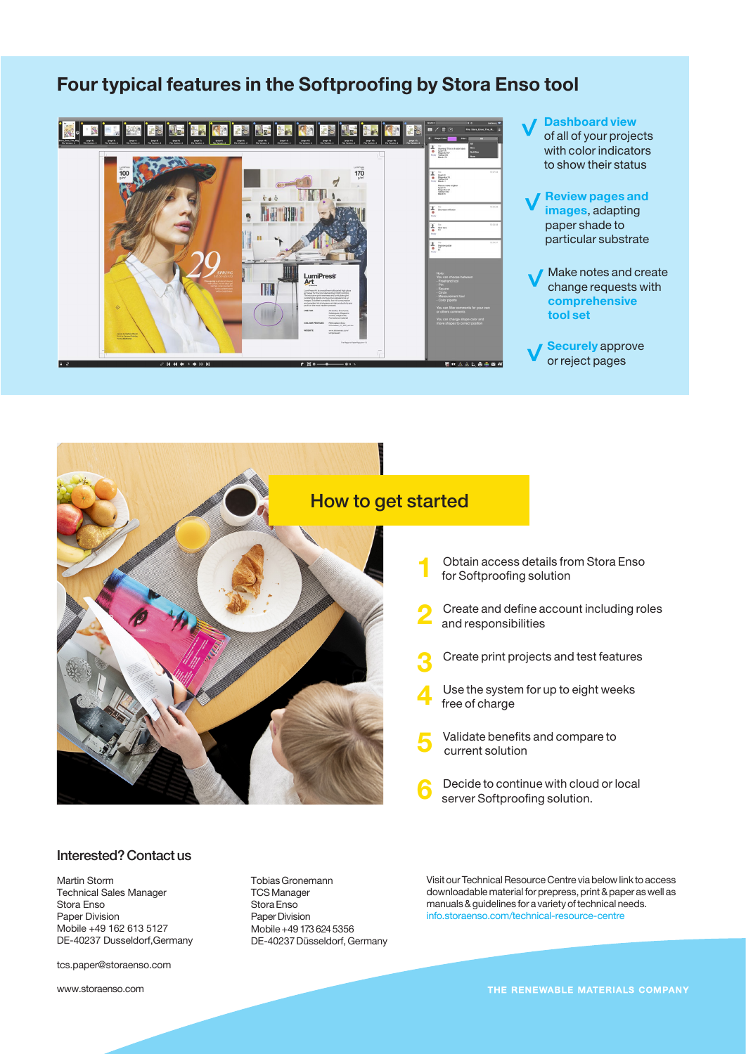## Four typical features in the Softproofing by Stora Enso tool

- **Dashboard view** of all of your projects with color indicators to show their status
- **Review pages and images**, adapting paper shade to particular substrate
- Make notes and create change requests with **comprehensive tool set**
- **Securely** approve or reject pages

## How to get started

1. Obtain access details from Stora Enso for Softproofing solution
2. Create and define account including roles and responsibilities
3. Create print projects and test features
4. Use the system for up to eight weeks free of charge
5. Validate benefits and compare to current solution
6. Decide to continue with cloud or local server Softproofing solution.

### Interested? Contact us

Martin Storm
Technical Sales Manager
Stora Enso
Paper Division
Mobile +49 162 613 5127
DE-40237 Dusseldorf, Germany

Tobias Gronemann
TCS Manager
Stora Enso
Paper Division
Mobile +49 173 624 5356
DE-40237 Düsseldorf, Germany

Visit our Technical Resource Centre via below link to access downloadable material for prepress, print & paper as well as manuals & guidelines for a variety of technical needs.
info.storaenso.com/technical-resource-centre

tcs.paper@storaenso.com

www.storaenso.com

THE RENEWABLE MATERIALS COMPANY